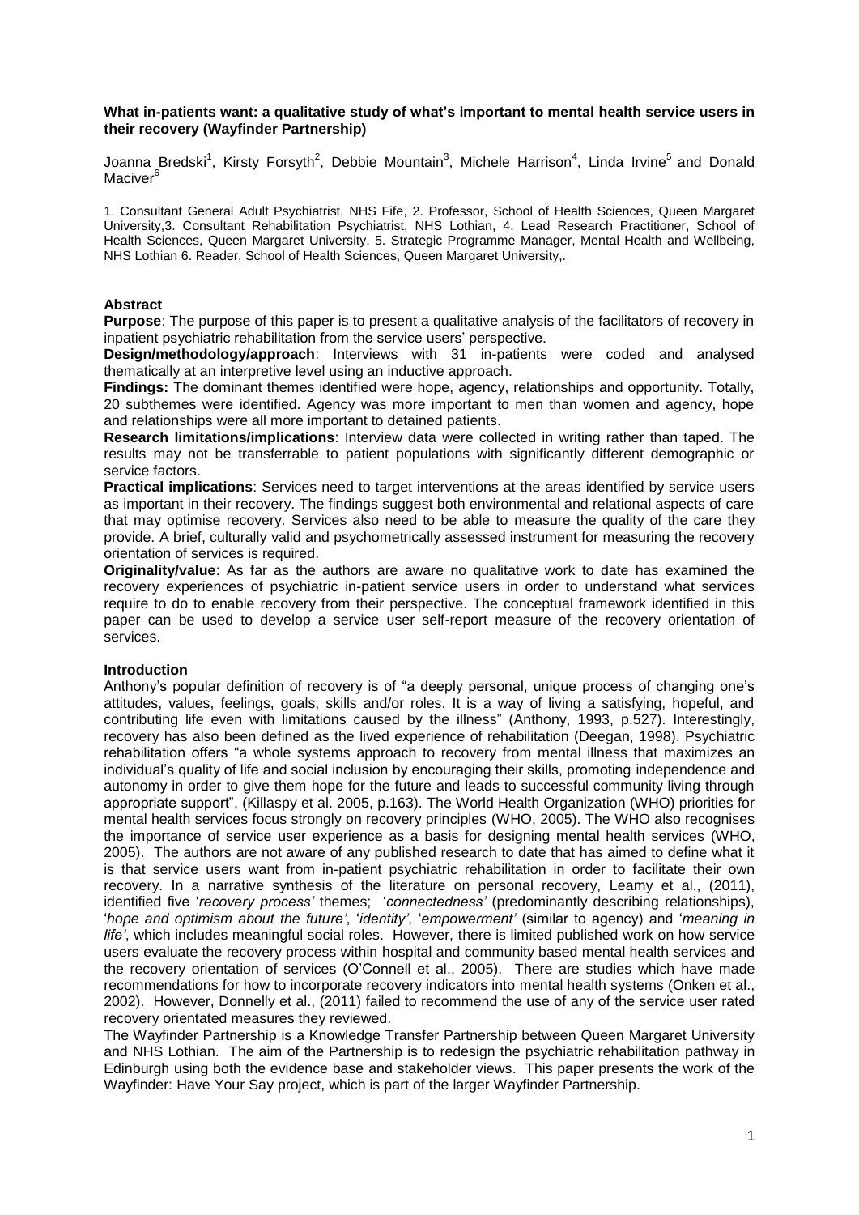**What in-patients want: a qualitative study of what's important to mental health service users in their recovery (Wayfinder Partnership)**

Joanna Bredski[1], Kirsty Forsyth[2], Debbie Mountain[3], Michele Harrison[4], Linda Irvine[5] and Donald Maciver[6]

1. Consultant General Adult Psychiatrist, NHS Fife, 2. Professor, School of Health Sciences, Queen Margaret University,3. Consultant Rehabilitation Psychiatrist, NHS Lothian, 4. Lead Research Practitioner, School of Health Sciences, Queen Margaret University, 5. Strategic Programme Manager, Mental Health and Wellbeing, NHS Lothian 6. Reader, School of Health Sciences, Queen Margaret University,.

## Abstract

**Purpose**: The purpose of this paper is to present a qualitative analysis of the facilitators of recovery in inpatient psychiatric rehabilitation from the service users' perspective.

**Design/methodology/approach**: Interviews with 31 in-patients were coded and analysed thematically at an interpretive level using an inductive approach.

**Findings:** The dominant themes identified were hope, agency, relationships and opportunity. Totally, 20 subthemes were identified. Agency was more important to men than women and agency, hope and relationships were all more important to detained patients.

**Research limitations/implications**: Interview data were collected in writing rather than taped. The results may not be transferrable to patient populations with significantly different demographic or service factors.

**Practical implications**: Services need to target interventions at the areas identified by service users as important in their recovery. The findings suggest both environmental and relational aspects of care that may optimise recovery. Services also need to be able to measure the quality of the care they provide. A brief, culturally valid and psychometrically assessed instrument for measuring the recovery orientation of services is required.

**Originality/value**: As far as the authors are aware no qualitative work to date has examined the recovery experiences of psychiatric in-patient service users in order to understand what services require to do to enable recovery from their perspective. The conceptual framework identified in this paper can be used to develop a service user self-report measure of the recovery orientation of services.

## Introduction

Anthony's popular definition of recovery is of "a deeply personal, unique process of changing one's attitudes, values, feelings, goals, skills and/or roles. It is a way of living a satisfying, hopeful, and contributing life even with limitations caused by the illness" (Anthony, 1993, p.527). Interestingly, recovery has also been defined as the lived experience of rehabilitation (Deegan, 1998). Psychiatric rehabilitation offers "a whole systems approach to recovery from mental illness that maximizes an individual's quality of life and social inclusion by encouraging their skills, promoting independence and autonomy in order to give them hope for the future and leads to successful community living through appropriate support", (Killaspy et al. 2005, p.163). The World Health Organization (WHO) priorities for mental health services focus strongly on recovery principles (WHO, 2005). The WHO also recognises the importance of service user experience as a basis for designing mental health services (WHO, 2005). The authors are not aware of any published research to date that has aimed to define what it is that service users want from in-patient psychiatric rehabilitation in order to facilitate their own recovery. In a narrative synthesis of the literature on personal recovery, Leamy et al., (2011), identified five '*recovery process*' themes; '*connectedness*' (predominantly describing relationships), '*hope and optimism about the future*', '*identity*', '*empowerment*' (similar to agency) and '*meaning in life*', which includes meaningful social roles. However, there is limited published work on how service users evaluate the recovery process within hospital and community based mental health services and the recovery orientation of services (O'Connell et al., 2005). There are studies which have made recommendations for how to incorporate recovery indicators into mental health systems (Onken et al., 2002). However, Donnelly et al., (2011) failed to recommend the use of any of the service user rated recovery orientated measures they reviewed.

The Wayfinder Partnership is a Knowledge Transfer Partnership between Queen Margaret University and NHS Lothian. The aim of the Partnership is to redesign the psychiatric rehabilitation pathway in Edinburgh using both the evidence base and stakeholder views. This paper presents the work of the Wayfinder: Have Your Say project, which is part of the larger Wayfinder Partnership.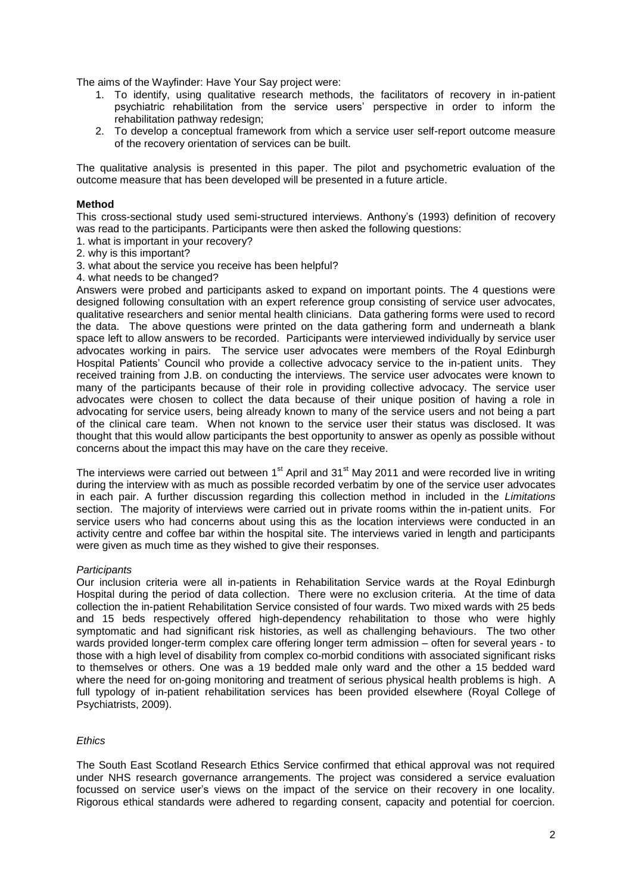The aims of the Wayfinder: Have Your Say project were:

1. To identify, using qualitative research methods, the facilitators of recovery in in-patient psychiatric rehabilitation from the service users' perspective in order to inform the rehabilitation pathway redesign;
2. To develop a conceptual framework from which a service user self-report outcome measure of the recovery orientation of services can be built.

The qualitative analysis is presented in this paper. The pilot and psychometric evaluation of the outcome measure that has been developed will be presented in a future article.

**Method**

This cross-sectional study used semi-structured interviews. Anthony's (1993) definition of recovery was read to the participants. Participants were then asked the following questions:

1. what is important in your recovery?
2. why is this important?
3. what about the service you receive has been helpful?
4. what needs to be changed?

Answers were probed and participants asked to expand on important points. The 4 questions were designed following consultation with an expert reference group consisting of service user advocates, qualitative researchers and senior mental health clinicians. Data gathering forms were used to record the data. The above questions were printed on the data gathering form and underneath a blank space left to allow answers to be recorded. Participants were interviewed individually by service user advocates working in pairs. The service user advocates were members of the Royal Edinburgh Hospital Patients' Council who provide a collective advocacy service to the in-patient units. They received training from J.B. on conducting the interviews. The service user advocates were known to many of the participants because of their role in providing collective advocacy. The service user advocates were chosen to collect the data because of their unique position of having a role in advocating for service users, being already known to many of the service users and not being a part of the clinical care team. When not known to the service user their status was disclosed. It was thought that this would allow participants the best opportunity to answer as openly as possible without concerns about the impact this may have on the care they receive.

The interviews were carried out between 1st April and 31st May 2011 and were recorded live in writing during the interview with as much as possible recorded verbatim by one of the service user advocates in each pair. A further discussion regarding this collection method in included in the *Limitations* section. The majority of interviews were carried out in private rooms within the in-patient units. For service users who had concerns about using this as the location interviews were conducted in an activity centre and coffee bar within the hospital site. The interviews varied in length and participants were given as much time as they wished to give their responses.

*Participants*

Our inclusion criteria were all in-patients in Rehabilitation Service wards at the Royal Edinburgh Hospital during the period of data collection. There were no exclusion criteria. At the time of data collection the in-patient Rehabilitation Service consisted of four wards. Two mixed wards with 25 beds and 15 beds respectively offered high-dependency rehabilitation to those who were highly symptomatic and had significant risk histories, as well as challenging behaviours. The two other wards provided longer-term complex care offering longer term admission – often for several years - to those with a high level of disability from complex co-morbid conditions with associated significant risks to themselves or others. One was a 19 bedded male only ward and the other a 15 bedded ward where the need for on-going monitoring and treatment of serious physical health problems is high. A full typology of in-patient rehabilitation services has been provided elsewhere (Royal College of Psychiatrists, 2009).

*Ethics*

The South East Scotland Research Ethics Service confirmed that ethical approval was not required under NHS research governance arrangements. The project was considered a service evaluation focussed on service user's views on the impact of the service on their recovery in one locality. Rigorous ethical standards were adhered to regarding consent, capacity and potential for coercion.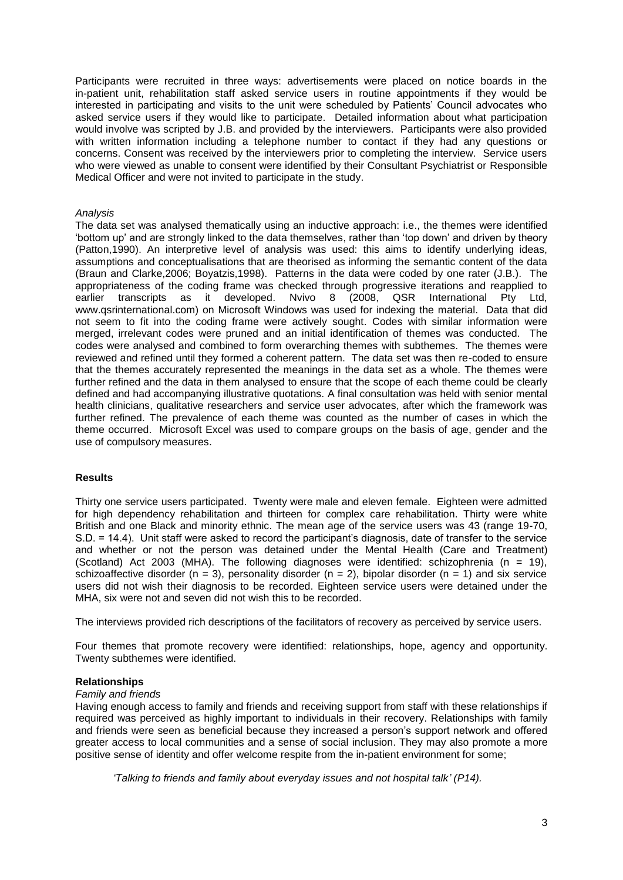Participants were recruited in three ways: advertisements were placed on notice boards in the in-patient unit, rehabilitation staff asked service users in routine appointments if they would be interested in participating and visits to the unit were scheduled by Patients' Council advocates who asked service users if they would like to participate. Detailed information about what participation would involve was scripted by J.B. and provided by the interviewers. Participants were also provided with written information including a telephone number to contact if they had any questions or concerns. Consent was received by the interviewers prior to completing the interview. Service users who were viewed as unable to consent were identified by their Consultant Psychiatrist or Responsible Medical Officer and were not invited to participate in the study.

*Analysis*

The data set was analysed thematically using an inductive approach: i.e., the themes were identified 'bottom up' and are strongly linked to the data themselves, rather than 'top down' and driven by theory (Patton,1990). An interpretive level of analysis was used: this aims to identify underlying ideas, assumptions and conceptualisations that are theorised as informing the semantic content of the data (Braun and Clarke,2006; Boyatzis,1998). Patterns in the data were coded by one rater (J.B.). The appropriateness of the coding frame was checked through progressive iterations and reapplied to earlier transcripts as it developed. Nvivo 8 (2008, QSR International Pty Ltd, www.qsrinternational.com) on Microsoft Windows was used for indexing the material. Data that did not seem to fit into the coding frame were actively sought. Codes with similar information were merged, irrelevant codes were pruned and an initial identification of themes was conducted. The codes were analysed and combined to form overarching themes with subthemes. The themes were reviewed and refined until they formed a coherent pattern. The data set was then re-coded to ensure that the themes accurately represented the meanings in the data set as a whole. The themes were further refined and the data in them analysed to ensure that the scope of each theme could be clearly defined and had accompanying illustrative quotations. A final consultation was held with senior mental health clinicians, qualitative researchers and service user advocates, after which the framework was further refined. The prevalence of each theme was counted as the number of cases in which the theme occurred. Microsoft Excel was used to compare groups on the basis of age, gender and the use of compulsory measures.

## Results

Thirty one service users participated. Twenty were male and eleven female. Eighteen were admitted for high dependency rehabilitation and thirteen for complex care rehabilitation. Thirty were white British and one Black and minority ethnic. The mean age of the service users was 43 (range 19-70, S.D. = 14.4). Unit staff were asked to record the participant's diagnosis, date of transfer to the service and whether or not the person was detained under the Mental Health (Care and Treatment) (Scotland) Act 2003 (MHA). The following diagnoses were identified: schizophrenia ($n = 19$), schizoaffective disorder ($n = 3$), personality disorder ($n = 2$), bipolar disorder ($n = 1$) and six service users did not wish their diagnosis to be recorded. Eighteen service users were detained under the MHA, six were not and seven did not wish this to be recorded.

The interviews provided rich descriptions of the facilitators of recovery as perceived by service users.

Four themes that promote recovery were identified: relationships, hope, agency and opportunity. Twenty subthemes were identified.

### Relationships

*Family and friends*

Having enough access to family and friends and receiving support from staff with these relationships if required was perceived as highly important to individuals in their recovery. Relationships with family and friends were seen as beneficial because they increased a person's support network and offered greater access to local communities and a sense of social inclusion. They may also promote a more positive sense of identity and offer welcome respite from the in-patient environment for some;

> *'Talking to friends and family about everyday issues and not hospital talk' (P14).*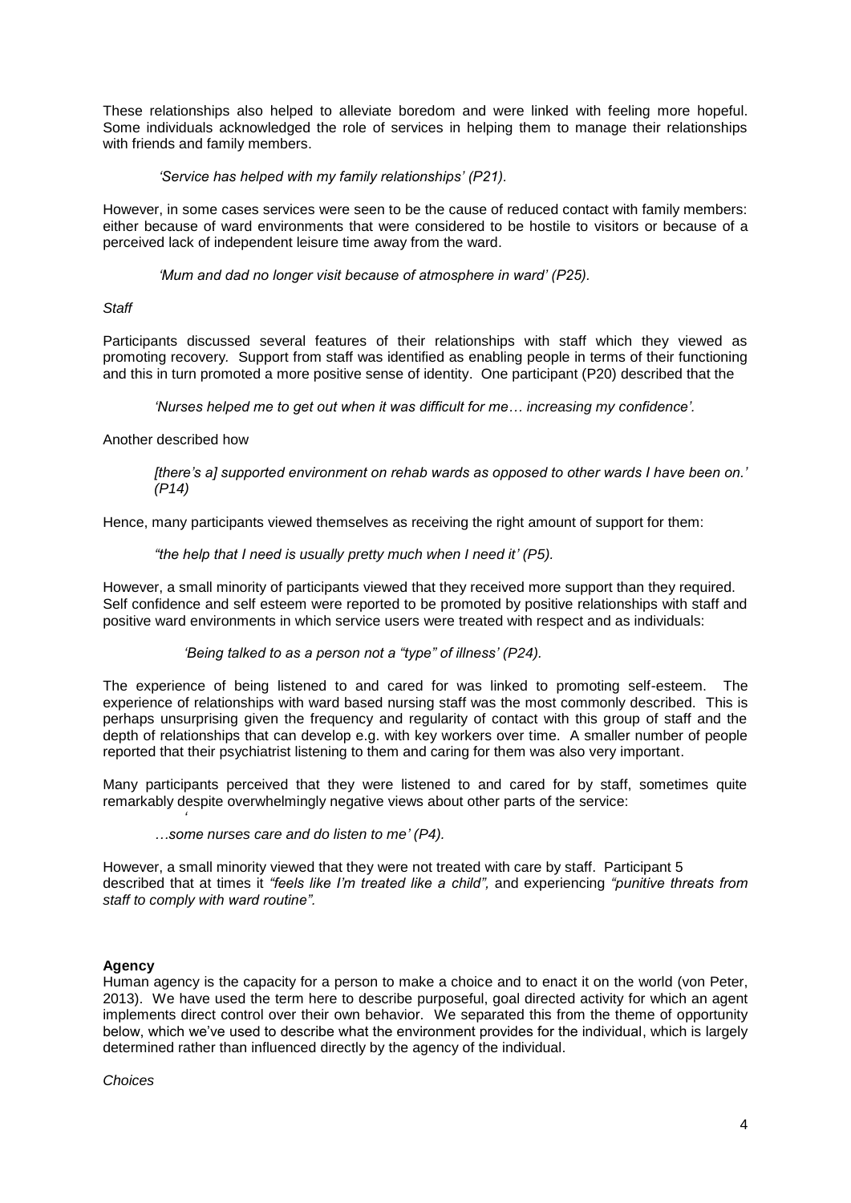These relationships also helped to alleviate boredom and were linked with feeling more hopeful. Some individuals acknowledged the role of services in helping them to manage their relationships with friends and family members.

> *'Service has helped with my family relationships' (P21).*

However, in some cases services were seen to be the cause of reduced contact with family members: either because of ward environments that were considered to be hostile to visitors or because of a perceived lack of independent leisure time away from the ward.

> *'Mum and dad no longer visit because of atmosphere in ward' (P25).*

*Staff*

Participants discussed several features of their relationships with staff which they viewed as promoting recovery. Support from staff was identified as enabling people in terms of their functioning and this in turn promoted a more positive sense of identity. One participant (P20) described that the

> *'Nurses helped me to get out when it was difficult for me… increasing my confidence'.*

Another described how

> *[there's a] supported environment on rehab wards as opposed to other wards I have been on.' (P14)*

Hence, many participants viewed themselves as receiving the right amount of support for them:

> *"the help that I need is usually pretty much when I need it' (P5).*

However, a small minority of participants viewed that they received more support than they required. Self confidence and self esteem were reported to be promoted by positive relationships with staff and positive ward environments in which service users were treated with respect and as individuals:

> *'Being talked to as a person not a "type" of illness' (P24).*

The experience of being listened to and cared for was linked to promoting self-esteem. The experience of relationships with ward based nursing staff was the most commonly described. This is perhaps unsurprising given the frequency and regularity of contact with this group of staff and the depth of relationships that can develop e.g. with key workers over time. A smaller number of people reported that their psychiatrist listening to them and caring for them was also very important.

Many participants perceived that they were listened to and cared for by staff, sometimes quite remarkably despite overwhelmingly negative views about other parts of the service:

> *'…some nurses care and do listen to me' (P4).*

However, a small minority viewed that they were not treated with care by staff. Participant 5 described that at times it *"feels like I'm treated like a child",* and experiencing *"punitive threats from staff to comply with ward routine".*

**Agency**

Human agency is the capacity for a person to make a choice and to enact it on the world (von Peter, 2013). We have used the term here to describe purposeful, goal directed activity for which an agent implements direct control over their own behavior. We separated this from the theme of opportunity below, which we've used to describe what the environment provides for the individual, which is largely determined rather than influenced directly by the agency of the individual.

*Choices*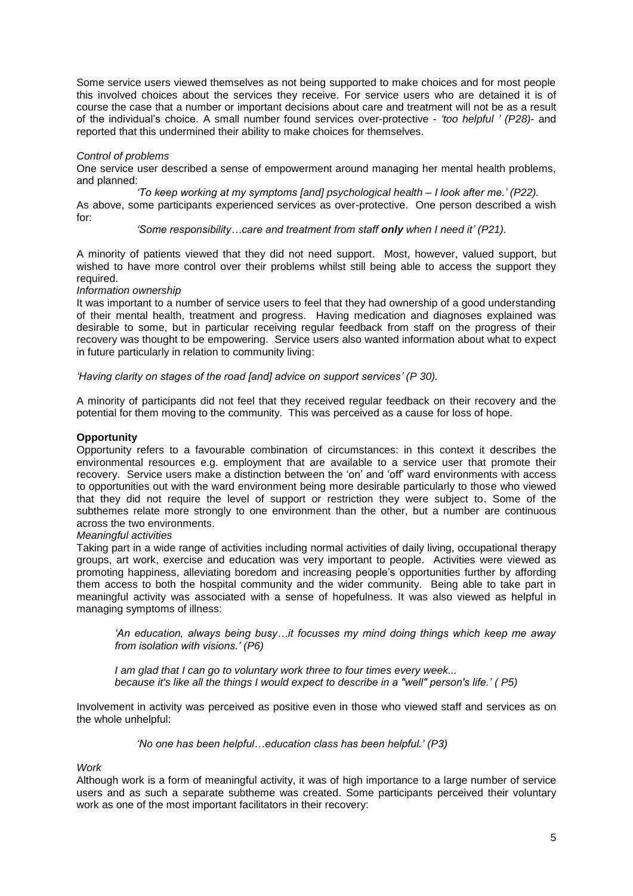Some service users viewed themselves as not being supported to make choices and for most people this involved choices about the services they receive. For service users who are detained it is of course the case that a number or important decisions about care and treatment will not be as a result of the individual's choice. A small number found services over-protective - *'too helpful ' (P28)*- and reported that this undermined their ability to make choices for themselves.

*Control of problems*

One service user described a sense of empowerment around managing her mental health problems, and planned:

> *'To keep working at my symptoms [and] psychological health – I look after me.' (P22).*

As above, some participants experienced services as over-protective. One person described a wish for:

> *'Some responsibility…care and treatment from staff **only** when I need it' (P21).*

A minority of patients viewed that they did not need support. Most, however, valued support, but wished to have more control over their problems whilst still being able to access the support they required.

*Information ownership*

It was important to a number of service users to feel that they had ownership of a good understanding of their mental health, treatment and progress. Having medication and diagnoses explained was desirable to some, but in particular receiving regular feedback from staff on the progress of their recovery was thought to be empowering. Service users also wanted information about what to expect in future particularly in relation to community living:

*'Having clarity on stages of the road [and] advice on support services' (P 30).*

A minority of participants did not feel that they received regular feedback on their recovery and the potential for them moving to the community. This was perceived as a cause for loss of hope.

**Opportunity**

Opportunity refers to a favourable combination of circumstances: in this context it describes the environmental resources e.g. employment that are available to a service user that promote their recovery. Service users make a distinction between the 'on' and 'off' ward environments with access to opportunities out with the ward environment being more desirable particularly to those who viewed that they did not require the level of support or restriction they were subject to. Some of the subthemes relate more strongly to one environment than the other, but a number are continuous across the two environments.

*Meaningful activities*

Taking part in a wide range of activities including normal activities of daily living, occupational therapy groups, art work, exercise and education was very important to people. Activities were viewed as promoting happiness, alleviating boredom and increasing people's opportunities further by affording them access to both the hospital community and the wider community. Being able to take part in meaningful activity was associated with a sense of hopefulness. It was also viewed as helpful in managing symptoms of illness:

> *'An education, always being busy…it focusses my mind doing things which keep me away from isolation with visions.' (P6)*
>
> *I am glad that I can go to voluntary work three to four times every week... because it's like all the things I would expect to describe in a "well" person's life.' ( P5)*

Involvement in activity was perceived as positive even in those who viewed staff and services as on the whole unhelpful:

> *'No one has been helpful…education class has been helpful.' (P3)*

*Work*

Although work is a form of meaningful activity, it was of high importance to a large number of service users and as such a separate subtheme was created. Some participants perceived their voluntary work as one of the most important facilitators in their recovery: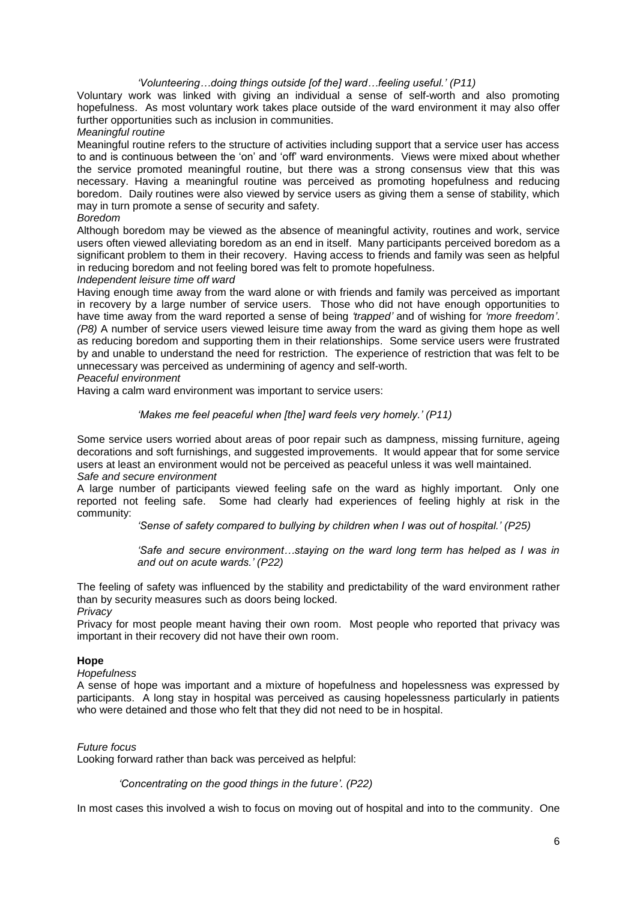*'Volunteering…doing things outside [of the] ward…feeling useful.' (P11)*

Voluntary work was linked with giving an individual a sense of self-worth and also promoting hopefulness. As most voluntary work takes place outside of the ward environment it may also offer further opportunities such as inclusion in communities.

*Meaningful routine*

Meaningful routine refers to the structure of activities including support that a service user has access to and is continuous between the 'on' and 'off' ward environments. Views were mixed about whether the service promoted meaningful routine, but there was a strong consensus view that this was necessary. Having a meaningful routine was perceived as promoting hopefulness and reducing boredom. Daily routines were also viewed by service users as giving them a sense of stability, which may in turn promote a sense of security and safety.

*Boredom*

Although boredom may be viewed as the absence of meaningful activity, routines and work, service users often viewed alleviating boredom as an end in itself. Many participants perceived boredom as a significant problem to them in their recovery. Having access to friends and family was seen as helpful in reducing boredom and not feeling bored was felt to promote hopefulness.

*Independent leisure time off ward*

Having enough time away from the ward alone or with friends and family was perceived as important in recovery by a large number of service users. Those who did not have enough opportunities to have time away from the ward reported a sense of being *'trapped'* and of wishing for *'more freedom'*. *(P8)* A number of service users viewed leisure time away from the ward as giving them hope as well as reducing boredom and supporting them in their relationships. Some service users were frustrated by and unable to understand the need for restriction. The experience of restriction that was felt to be unnecessary was perceived as undermining of agency and self-worth.

*Peaceful environment*

Having a calm ward environment was important to service users:

*'Makes me feel peaceful when [the] ward feels very homely.' (P11)*

Some service users worried about areas of poor repair such as dampness, missing furniture, ageing decorations and soft furnishings, and suggested improvements. It would appear that for some service users at least an environment would not be perceived as peaceful unless it was well maintained.

*Safe and secure environment*

A large number of participants viewed feeling safe on the ward as highly important. Only one reported not feeling safe. Some had clearly had experiences of feeling highly at risk in the community:

*'Sense of safety compared to bullying by children when I was out of hospital.' (P25)*

*'Safe and secure environment…staying on the ward long term has helped as I was in and out on acute wards.' (P22)*

The feeling of safety was influenced by the stability and predictability of the ward environment rather than by security measures such as doors being locked.

*Privacy*

Privacy for most people meant having their own room. Most people who reported that privacy was important in their recovery did not have their own room.

**Hope**

*Hopefulness*

A sense of hope was important and a mixture of hopefulness and hopelessness was expressed by participants. A long stay in hospital was perceived as causing hopelessness particularly in patients who were detained and those who felt that they did not need to be in hospital.

*Future focus*

Looking forward rather than back was perceived as helpful:

*'Concentrating on the good things in the future'. (P22)*

In most cases this involved a wish to focus on moving out of hospital and into to the community. One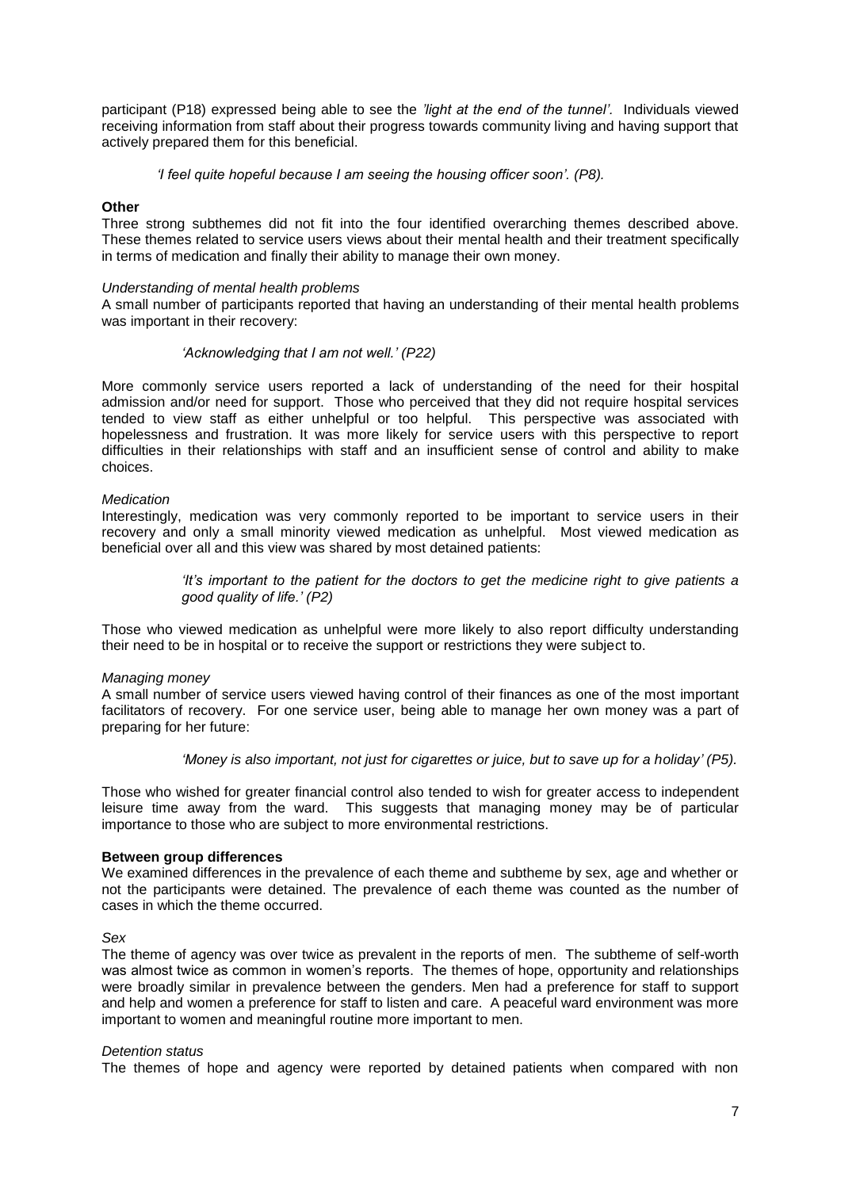participant (P18) expressed being able to see the *'light at the end of the tunnel'*. Individuals viewed receiving information from staff about their progress towards community living and having support that actively prepared them for this beneficial.

> *'I feel quite hopeful because I am seeing the housing officer soon'. (P8).*

**Other**

Three strong subthemes did not fit into the four identified overarching themes described above. These themes related to service users views about their mental health and their treatment specifically in terms of medication and finally their ability to manage their own money.

*Understanding of mental health problems*

A small number of participants reported that having an understanding of their mental health problems was important in their recovery:

> *'Acknowledging that I am not well.' (P22)*

More commonly service users reported a lack of understanding of the need for their hospital admission and/or need for support. Those who perceived that they did not require hospital services tended to view staff as either unhelpful or too helpful. This perspective was associated with hopelessness and frustration. It was more likely for service users with this perspective to report difficulties in their relationships with staff and an insufficient sense of control and ability to make choices.

*Medication*

Interestingly, medication was very commonly reported to be important to service users in their recovery and only a small minority viewed medication as unhelpful. Most viewed medication as beneficial over all and this view was shared by most detained patients:

> *'It's important to the patient for the doctors to get the medicine right to give patients a good quality of life.' (P2)*

Those who viewed medication as unhelpful were more likely to also report difficulty understanding their need to be in hospital or to receive the support or restrictions they were subject to.

*Managing money*

A small number of service users viewed having control of their finances as one of the most important facilitators of recovery. For one service user, being able to manage her own money was a part of preparing for her future:

> *'Money is also important, not just for cigarettes or juice, but to save up for a holiday' (P5).*

Those who wished for greater financial control also tended to wish for greater access to independent leisure time away from the ward. This suggests that managing money may be of particular importance to those who are subject to more environmental restrictions.

**Between group differences**

We examined differences in the prevalence of each theme and subtheme by sex, age and whether or not the participants were detained. The prevalence of each theme was counted as the number of cases in which the theme occurred.

*Sex*

The theme of agency was over twice as prevalent in the reports of men. The subtheme of self-worth was almost twice as common in women's reports. The themes of hope, opportunity and relationships were broadly similar in prevalence between the genders. Men had a preference for staff to support and help and women a preference for staff to listen and care. A peaceful ward environment was more important to women and meaningful routine more important to men.

*Detention status*

The themes of hope and agency were reported by detained patients when compared with non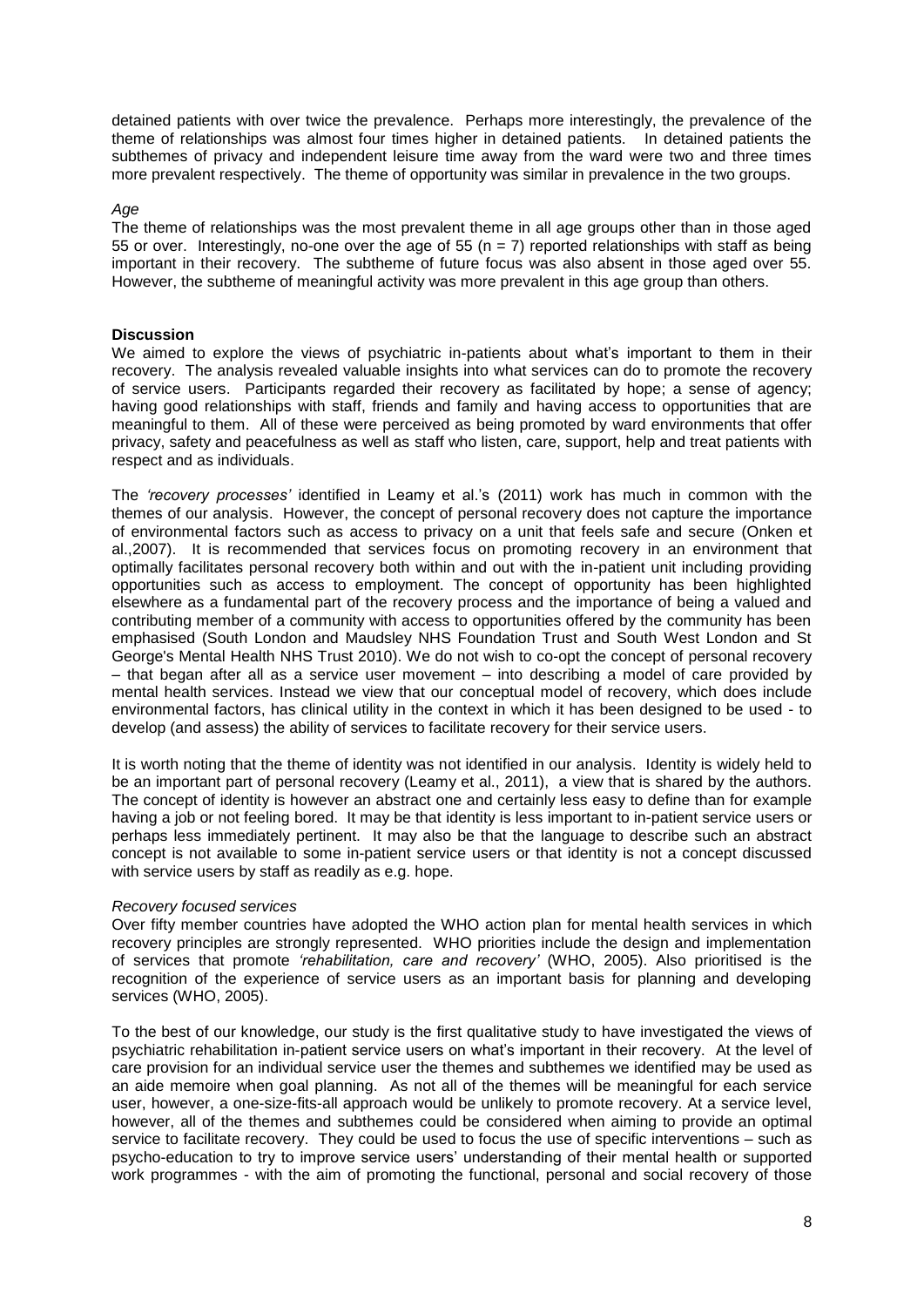detained patients with over twice the prevalence. Perhaps more interestingly, the prevalence of the theme of relationships was almost four times higher in detained patients. In detained patients the subthemes of privacy and independent leisure time away from the ward were two and three times more prevalent respectively. The theme of opportunity was similar in prevalence in the two groups.

*Age*

The theme of relationships was the most prevalent theme in all age groups other than in those aged 55 or over. Interestingly, no-one over the age of 55 ($n = 7$) reported relationships with staff as being important in their recovery. The subtheme of future focus was also absent in those aged over 55. However, the subtheme of meaningful activity was more prevalent in this age group than others.

**Discussion**

We aimed to explore the views of psychiatric in-patients about what's important to them in their recovery. The analysis revealed valuable insights into what services can do to promote the recovery of service users. Participants regarded their recovery as facilitated by hope; a sense of agency; having good relationships with staff, friends and family and having access to opportunities that are meaningful to them. All of these were perceived as being promoted by ward environments that offer privacy, safety and peacefulness as well as staff who listen, care, support, help and treat patients with respect and as individuals.

The *'recovery processes'* identified in Leamy et al.'s (2011) work has much in common with the themes of our analysis. However, the concept of personal recovery does not capture the importance of environmental factors such as access to privacy on a unit that feels safe and secure (Onken et al.,2007). It is recommended that services focus on promoting recovery in an environment that optimally facilitates personal recovery both within and out with the in-patient unit including providing opportunities such as access to employment. The concept of opportunity has been highlighted elsewhere as a fundamental part of the recovery process and the importance of being a valued and contributing member of a community with access to opportunities offered by the community has been emphasised (South London and Maudsley NHS Foundation Trust and South West London and St George's Mental Health NHS Trust 2010). We do not wish to co-opt the concept of personal recovery – that began after all as a service user movement – into describing a model of care provided by mental health services. Instead we view that our conceptual model of recovery, which does include environmental factors, has clinical utility in the context in which it has been designed to be used - to develop (and assess) the ability of services to facilitate recovery for their service users.

It is worth noting that the theme of identity was not identified in our analysis. Identity is widely held to be an important part of personal recovery (Leamy et al., 2011), a view that is shared by the authors. The concept of identity is however an abstract one and certainly less easy to define than for example having a job or not feeling bored. It may be that identity is less important to in-patient service users or perhaps less immediately pertinent. It may also be that the language to describe such an abstract concept is not available to some in-patient service users or that identity is not a concept discussed with service users by staff as readily as e.g. hope.

*Recovery focused services*

Over fifty member countries have adopted the WHO action plan for mental health services in which recovery principles are strongly represented. WHO priorities include the design and implementation of services that promote *'rehabilitation, care and recovery'* (WHO, 2005). Also prioritised is the recognition of the experience of service users as an important basis for planning and developing services (WHO, 2005).

To the best of our knowledge, our study is the first qualitative study to have investigated the views of psychiatric rehabilitation in-patient service users on what's important in their recovery. At the level of care provision for an individual service user the themes and subthemes we identified may be used as an aide memoire when goal planning. As not all of the themes will be meaningful for each service user, however, a one-size-fits-all approach would be unlikely to promote recovery. At a service level, however, all of the themes and subthemes could be considered when aiming to provide an optimal service to facilitate recovery. They could be used to focus the use of specific interventions – such as psycho-education to try to improve service users' understanding of their mental health or supported work programmes - with the aim of promoting the functional, personal and social recovery of those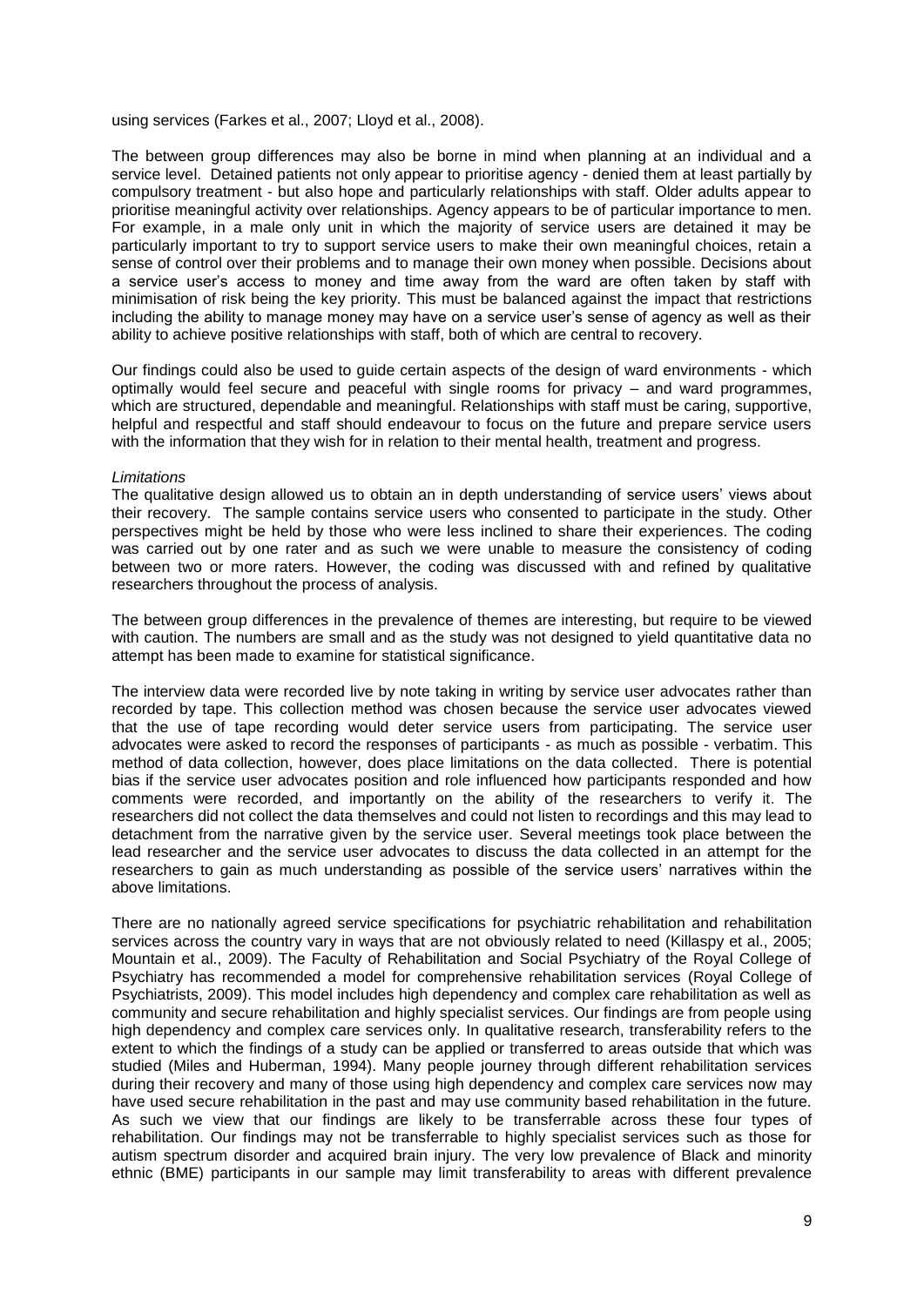using services (Farkes et al., 2007; Lloyd et al., 2008).

The between group differences may also be borne in mind when planning at an individual and a service level. Detained patients not only appear to prioritise agency - denied them at least partially by compulsory treatment - but also hope and particularly relationships with staff. Older adults appear to prioritise meaningful activity over relationships. Agency appears to be of particular importance to men. For example, in a male only unit in which the majority of service users are detained it may be particularly important to try to support service users to make their own meaningful choices, retain a sense of control over their problems and to manage their own money when possible. Decisions about a service user's access to money and time away from the ward are often taken by staff with minimisation of risk being the key priority. This must be balanced against the impact that restrictions including the ability to manage money may have on a service user's sense of agency as well as their ability to achieve positive relationships with staff, both of which are central to recovery.

Our findings could also be used to guide certain aspects of the design of ward environments - which optimally would feel secure and peaceful with single rooms for privacy – and ward programmes, which are structured, dependable and meaningful. Relationships with staff must be caring, supportive, helpful and respectful and staff should endeavour to focus on the future and prepare service users with the information that they wish for in relation to their mental health, treatment and progress.

*Limitations*

The qualitative design allowed us to obtain an in depth understanding of service users' views about their recovery. The sample contains service users who consented to participate in the study. Other perspectives might be held by those who were less inclined to share their experiences. The coding was carried out by one rater and as such we were unable to measure the consistency of coding between two or more raters. However, the coding was discussed with and refined by qualitative researchers throughout the process of analysis.

The between group differences in the prevalence of themes are interesting, but require to be viewed with caution. The numbers are small and as the study was not designed to yield quantitative data no attempt has been made to examine for statistical significance.

The interview data were recorded live by note taking in writing by service user advocates rather than recorded by tape. This collection method was chosen because the service user advocates viewed that the use of tape recording would deter service users from participating. The service user advocates were asked to record the responses of participants - as much as possible - verbatim. This method of data collection, however, does place limitations on the data collected. There is potential bias if the service user advocates position and role influenced how participants responded and how comments were recorded, and importantly on the ability of the researchers to verify it. The researchers did not collect the data themselves and could not listen to recordings and this may lead to detachment from the narrative given by the service user. Several meetings took place between the lead researcher and the service user advocates to discuss the data collected in an attempt for the researchers to gain as much understanding as possible of the service users' narratives within the above limitations.

There are no nationally agreed service specifications for psychiatric rehabilitation and rehabilitation services across the country vary in ways that are not obviously related to need (Killaspy et al., 2005; Mountain et al., 2009). The Faculty of Rehabilitation and Social Psychiatry of the Royal College of Psychiatry has recommended a model for comprehensive rehabilitation services (Royal College of Psychiatrists, 2009). This model includes high dependency and complex care rehabilitation as well as community and secure rehabilitation and highly specialist services. Our findings are from people using high dependency and complex care services only. In qualitative research, transferability refers to the extent to which the findings of a study can be applied or transferred to areas outside that which was studied (Miles and Huberman, 1994). Many people journey through different rehabilitation services during their recovery and many of those using high dependency and complex care services now may have used secure rehabilitation in the past and may use community based rehabilitation in the future. As such we view that our findings are likely to be transferrable across these four types of rehabilitation. Our findings may not be transferrable to highly specialist services such as those for autism spectrum disorder and acquired brain injury. The very low prevalence of Black and minority ethnic (BME) participants in our sample may limit transferability to areas with different prevalence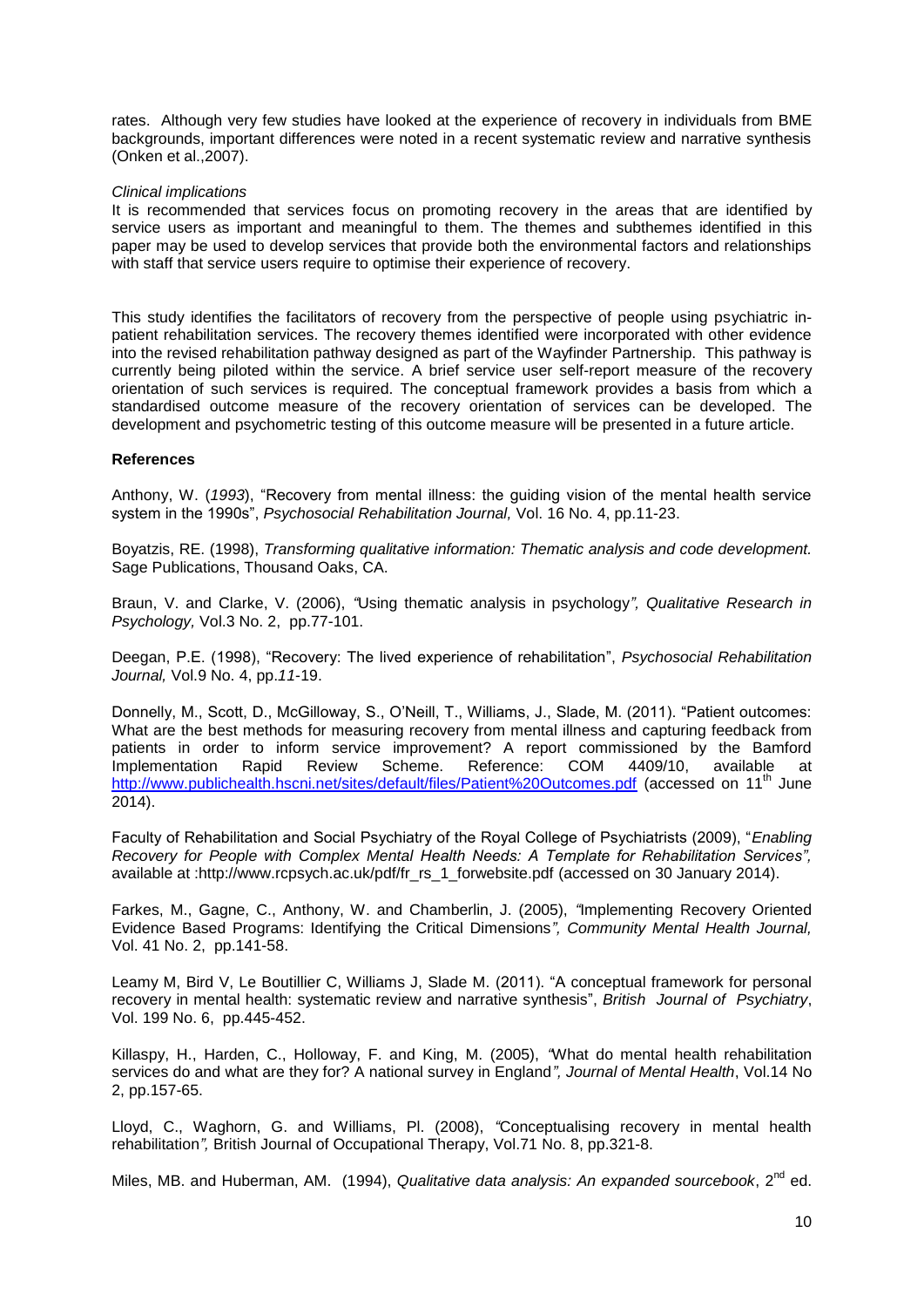rates. Although very few studies have looked at the experience of recovery in individuals from BME backgrounds, important differences were noted in a recent systematic review and narrative synthesis (Onken et al.,2007).

*Clinical implications*

It is recommended that services focus on promoting recovery in the areas that are identified by service users as important and meaningful to them. The themes and subthemes identified in this paper may be used to develop services that provide both the environmental factors and relationships with staff that service users require to optimise their experience of recovery.

This study identifies the facilitators of recovery from the perspective of people using psychiatric in-patient rehabilitation services. The recovery themes identified were incorporated with other evidence into the revised rehabilitation pathway designed as part of the Wayfinder Partnership. This pathway is currently being piloted within the service. A brief service user self-report measure of the recovery orientation of such services is required. The conceptual framework provides a basis from which a standardised outcome measure of the recovery orientation of services can be developed. The development and psychometric testing of this outcome measure will be presented in a future article.

**References**

Anthony, W. (*1993*), "Recovery from mental illness: the guiding vision of the mental health service system in the 1990s", *Psychosocial Rehabilitation Journal,* Vol. 16 No. 4, pp.11-23.

Boyatzis, RE. (1998), *Transforming qualitative information: Thematic analysis and code development.* Sage Publications, Thousand Oaks, CA.

Braun, V. and Clarke, V. (2006), *"*Using thematic analysis in psychology*", Qualitative Research in Psychology,* Vol.3 No. 2, pp.77-101.

Deegan, P.E. (1998), "Recovery: The lived experience of rehabilitation", *Psychosocial Rehabilitation Journal,* Vol.9 No. 4, pp.*11*-19.

Donnelly, M., Scott, D., McGilloway, S., O'Neill, T., Williams, J., Slade, M. (2011). "Patient outcomes: What are the best methods for measuring recovery from mental illness and capturing feedback from patients in order to inform service improvement? A report commissioned by the Bamford Implementation Rapid Review Scheme. Reference: COM 4409/10, available at http://www.publichealth.hscni.net/sites/default/files/Patient%20Outcomes.pdf (accessed on 11th June 2014).

Faculty of Rehabilitation and Social Psychiatry of the Royal College of Psychiatrists (2009), "*Enabling Recovery for People with Complex Mental Health Needs: A Template for Rehabilitation Services",* available at :http://www.rcpsych.ac.uk/pdf/fr_rs_1_forwebsite.pdf (accessed on 30 January 2014).

Farkes, M., Gagne, C., Anthony, W. and Chamberlin, J. (2005), *"*Implementing Recovery Oriented Evidence Based Programs: Identifying the Critical Dimensions*", Community Mental Health Journal,* Vol. 41 No. 2, pp.141-58.

Leamy M, Bird V, Le Boutillier C, Williams J, Slade M. (2011). "A conceptual framework for personal recovery in mental health: systematic review and narrative synthesis", *British Journal of Psychiatry*, Vol. 199 No. 6, pp.445-452.

Killaspy, H., Harden, C., Holloway, F. and King, M. (2005), *"*What do mental health rehabilitation services do and what are they for? A national survey in England*", Journal of Mental Health*, Vol.14 No 2, pp.157-65.

Lloyd, C., Waghorn, G. and Williams, Pl. (2008), *"*Conceptualising recovery in mental health rehabilitation*",* British Journal of Occupational Therapy, Vol.71 No. 8, pp.321-8.

Miles, MB. and Huberman, AM. (1994), *Qualitative data analysis: An expanded sourcebook*, 2nd ed.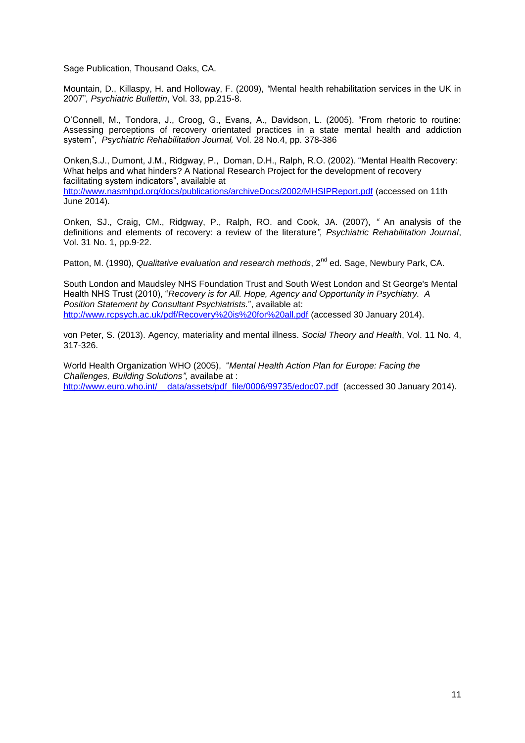Sage Publication, Thousand Oaks, CA.

Mountain, D., Killaspy, H. and Holloway, F. (2009), *"*Mental health rehabilitation services in the UK in 2007"*, Psychiatric Bullettin*, Vol. 33, pp.215-8.

O'Connell, M., Tondora, J., Croog, G., Evans, A., Davidson, L. (2005). "From rhetoric to routine: Assessing perceptions of recovery orientated practices in a state mental health and addiction system", *Psychiatric Rehabilitation Journal,* Vol. 28 No.4, pp. 378-386

Onken,S.J., Dumont, J.M., Ridgway, P., Doman, D.H., Ralph, R.O. (2002). "Mental Health Recovery: What helps and what hinders? A National Research Project for the development of recovery facilitating system indicators", available at http://www.nasmhpd.org/docs/publications/archiveDocs/2002/MHSIPReport.pdf (accessed on 11th June 2014).

Onken, SJ., Craig, CM., Ridgway, P., Ralph, RO. and Cook, JA. (2007), *"* An analysis of the definitions and elements of recovery: a review of the literature*", Psychiatric Rehabilitation Journal*, Vol. 31 No. 1, pp.9-22.

Patton, M. (1990), *Qualitative evaluation and research methods*, 2nd ed. Sage, Newbury Park, CA.

South London and Maudsley NHS Foundation Trust and South West London and St George's Mental Health NHS Trust (2010), "*Recovery is for All. Hope, Agency and Opportunity in Psychiatry. A Position Statement by Consultant Psychiatrists.*", available at: http://www.rcpsych.ac.uk/pdf/Recovery%20is%20for%20all.pdf (accessed 30 January 2014).

von Peter, S. (2013). Agency, materiality and mental illness. *Social Theory and Health*, Vol. 11 No. 4, 317-326.

World Health Organization WHO (2005), "*Mental Health Action Plan for Europe: Facing the Challenges, Building Solutions",* availabe at : http://www.euro.who.int/__data/assets/pdf_file/0006/99735/edoc07.pdf (accessed 30 January 2014).